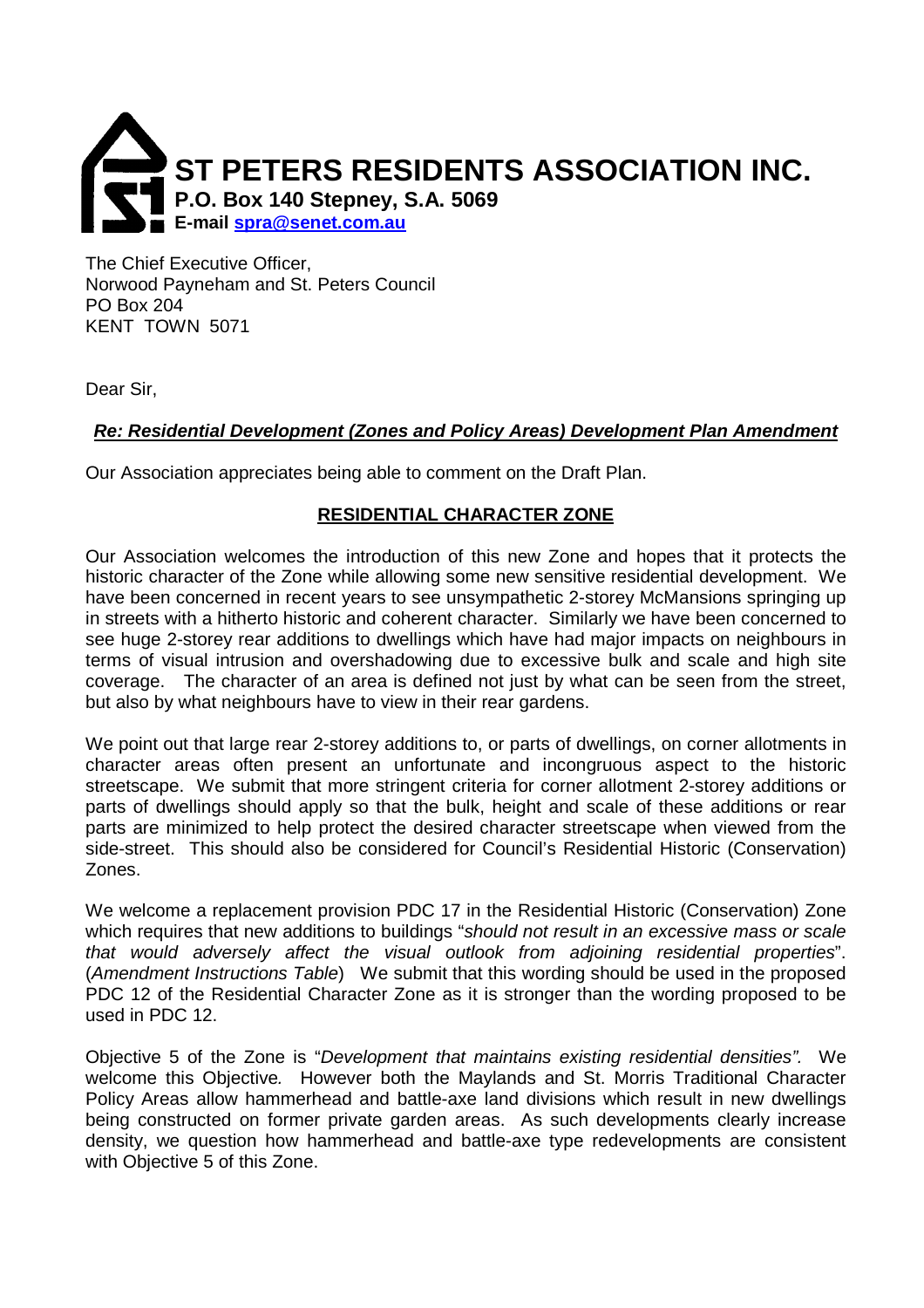# ST PETERS RESIDENTS ASSOCIATION INC.

**P.O. Box 140 Stepney, S.A. 5069**

**E-mail [spra@senet.com.au](mailto:spra@senet.com.au)**

The Chief Executive Officer,
Norwood Payneham and St. Peters Council
PO Box 204
KENT TOWN 5071

Dear Sir,

***Re: Residential Development (Zones and Policy Areas) Development Plan Amendment***

Our Association appreciates being able to comment on the Draft Plan.

## RESIDENTIAL CHARACTER ZONE

Our Association welcomes the introduction of this new Zone and hopes that it protects the historic character of the Zone while allowing some new sensitive residential development. We have been concerned in recent years to see unsympathetic 2-storey McMansions springing up in streets with a hitherto historic and coherent character. Similarly we have been concerned to see huge 2-storey rear additions to dwellings which have had major impacts on neighbours in terms of visual intrusion and overshadowing due to excessive bulk and scale and high site coverage. The character of an area is defined not just by what can be seen from the street, but also by what neighbours have to view in their rear gardens.

We point out that large rear 2-storey additions to, or parts of dwellings, on corner allotments in character areas often present an unfortunate and incongruous aspect to the historic streetscape. We submit that more stringent criteria for corner allotment 2-storey additions or parts of dwellings should apply so that the bulk, height and scale of these additions or rear parts are minimized to help protect the desired character streetscape when viewed from the side-street. This should also be considered for Council's Residential Historic (Conservation) Zones.

We welcome a replacement provision PDC 17 in the Residential Historic (Conservation) Zone which requires that new additions to buildings "*should not result in an excessive mass or scale that would adversely affect the visual outlook from adjoining residential properties*". (*Amendment Instructions Table*) We submit that this wording should be used in the proposed PDC 12 of the Residential Character Zone as it is stronger than the wording proposed to be used in PDC 12.

Objective 5 of the Zone is "*Development that maintains existing residential densities".* We welcome this Objective*.* However both the Maylands and St. Morris Traditional Character Policy Areas allow hammerhead and battle-axe land divisions which result in new dwellings being constructed on former private garden areas. As such developments clearly increase density, we question how hammerhead and battle-axe type redevelopments are consistent with Objective 5 of this Zone.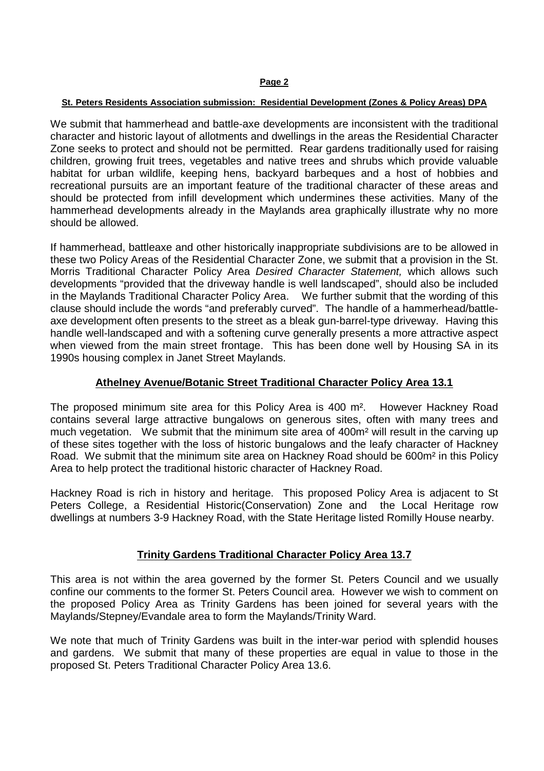**St. Peters Residents Association submission: Residential Development (Zones & Policy Areas) DPA**

We submit that hammerhead and battle-axe developments are inconsistent with the traditional character and historic layout of allotments and dwellings in the areas the Residential Character Zone seeks to protect and should not be permitted. Rear gardens traditionally used for raising children, growing fruit trees, vegetables and native trees and shrubs which provide valuable habitat for urban wildlife, keeping hens, backyard barbeques and a host of hobbies and recreational pursuits are an important feature of the traditional character of these areas and should be protected from infill development which undermines these activities. Many of the hammerhead developments already in the Maylands area graphically illustrate why no more should be allowed.

If hammerhead, battleaxe and other historically inappropriate subdivisions are to be allowed in these two Policy Areas of the Residential Character Zone, we submit that a provision in the St. Morris Traditional Character Policy Area *Desired Character Statement,* which allows such developments "provided that the driveway handle is well landscaped", should also be included in the Maylands Traditional Character Policy Area. We further submit that the wording of this clause should include the words "and preferably curved". The handle of a hammerhead/battle-axe development often presents to the street as a bleak gun-barrel-type driveway. Having this handle well-landscaped and with a softening curve generally presents a more attractive aspect when viewed from the main street frontage. This has been done well by Housing SA in its 1990s housing complex in Janet Street Maylands.

## Athelney Avenue/Botanic Street Traditional Character Policy Area 13.1

The proposed minimum site area for this Policy Area is 400 m². However Hackney Road contains several large attractive bungalows on generous sites, often with many trees and much vegetation. We submit that the minimum site area of 400m² will result in the carving up of these sites together with the loss of historic bungalows and the leafy character of Hackney Road. We submit that the minimum site area on Hackney Road should be 600m² in this Policy Area to help protect the traditional historic character of Hackney Road.

Hackney Road is rich in history and heritage. This proposed Policy Area is adjacent to St Peters College, a Residential Historic(Conservation) Zone and the Local Heritage row dwellings at numbers 3-9 Hackney Road, with the State Heritage listed Romilly House nearby.

## Trinity Gardens Traditional Character Policy Area 13.7

This area is not within the area governed by the former St. Peters Council and we usually confine our comments to the former St. Peters Council area. However we wish to comment on the proposed Policy Area as Trinity Gardens has been joined for several years with the Maylands/Stepney/Evandale area to form the Maylands/Trinity Ward.

We note that much of Trinity Gardens was built in the inter-war period with splendid houses and gardens. We submit that many of these properties are equal in value to those in the proposed St. Peters Traditional Character Policy Area 13.6.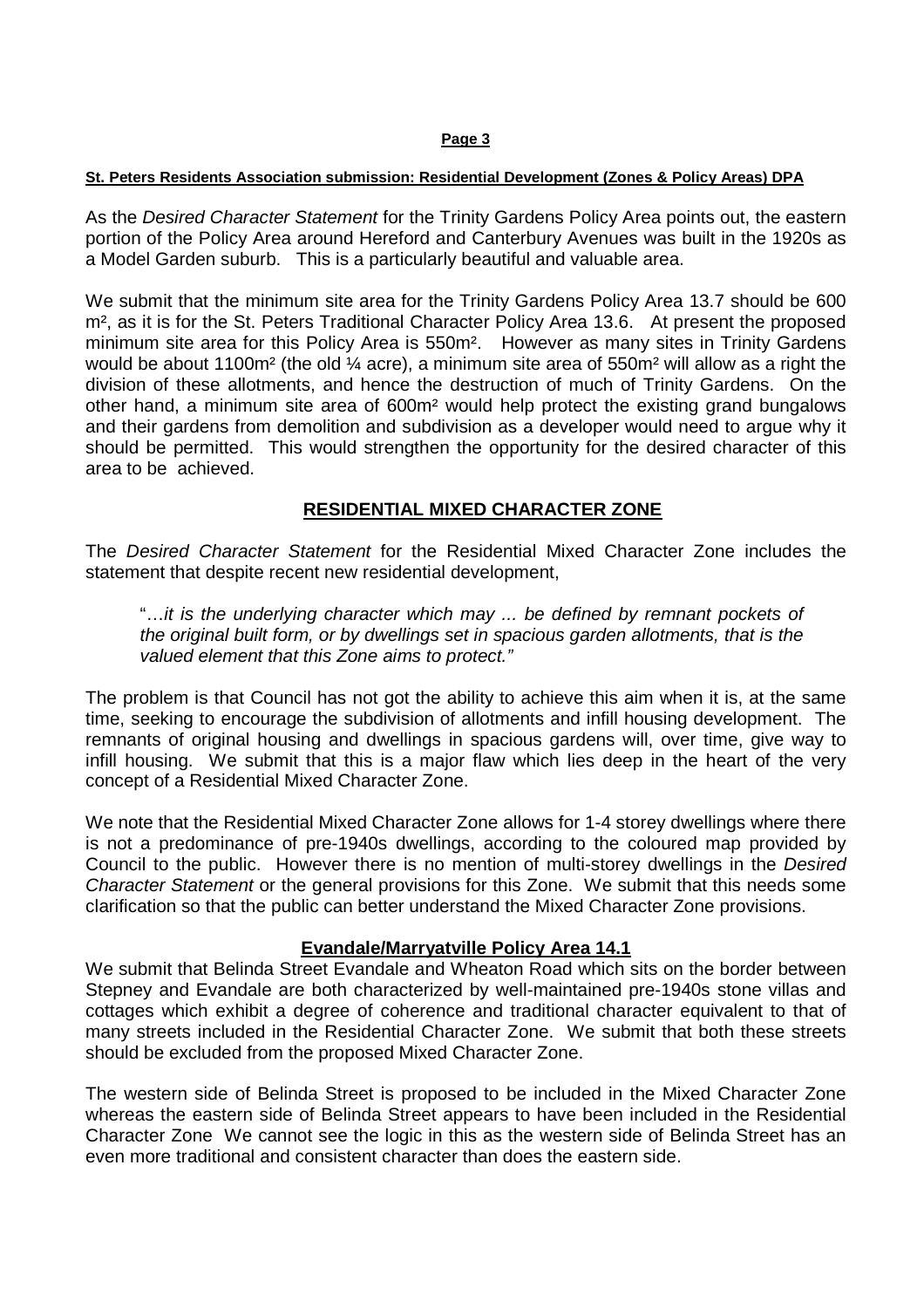**St. Peters Residents Association submission: Residential Development (Zones & Policy Areas) DPA**

As the *Desired Character Statement* for the Trinity Gardens Policy Area points out, the eastern portion of the Policy Area around Hereford and Canterbury Avenues was built in the 1920s as a Model Garden suburb. This is a particularly beautiful and valuable area.

We submit that the minimum site area for the Trinity Gardens Policy Area 13.7 should be 600 m², as it is for the St. Peters Traditional Character Policy Area 13.6. At present the proposed minimum site area for this Policy Area is 550m². However as many sites in Trinity Gardens would be about 1100m² (the old ¼ acre), a minimum site area of 550m² will allow as a right the division of these allotments, and hence the destruction of much of Trinity Gardens. On the other hand, a minimum site area of 600m² would help protect the existing grand bungalows and their gardens from demolition and subdivision as a developer would need to argue why it should be permitted. This would strengthen the opportunity for the desired character of this area to be achieved.

## RESIDENTIAL MIXED CHARACTER ZONE

The *Desired Character Statement* for the Residential Mixed Character Zone includes the statement that despite recent new residential development,

> "…*it is the underlying character which may ... be defined by remnant pockets of the original built form, or by dwellings set in spacious garden allotments, that is the valued element that this Zone aims to protect."*

The problem is that Council has not got the ability to achieve this aim when it is, at the same time, seeking to encourage the subdivision of allotments and infill housing development. The remnants of original housing and dwellings in spacious gardens will, over time, give way to infill housing. We submit that this is a major flaw which lies deep in the heart of the very concept of a Residential Mixed Character Zone.

We note that the Residential Mixed Character Zone allows for 1-4 storey dwellings where there is not a predominance of pre-1940s dwellings, according to the coloured map provided by Council to the public. However there is no mention of multi-storey dwellings in the *Desired Character Statement* or the general provisions for this Zone. We submit that this needs some clarification so that the public can better understand the Mixed Character Zone provisions.

### Evandale/Marryatville Policy Area 14.1

We submit that Belinda Street Evandale and Wheaton Road which sits on the border between Stepney and Evandale are both characterized by well-maintained pre-1940s stone villas and cottages which exhibit a degree of coherence and traditional character equivalent to that of many streets included in the Residential Character Zone. We submit that both these streets should be excluded from the proposed Mixed Character Zone.

The western side of Belinda Street is proposed to be included in the Mixed Character Zone whereas the eastern side of Belinda Street appears to have been included in the Residential Character Zone We cannot see the logic in this as the western side of Belinda Street has an even more traditional and consistent character than does the eastern side.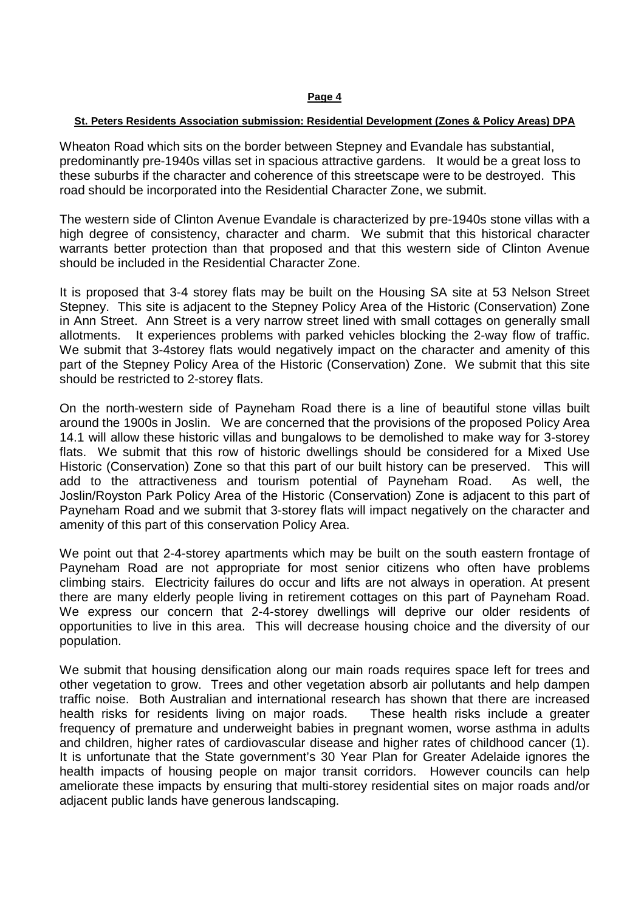**St. Peters Residents Association submission: Residential Development (Zones & Policy Areas) DPA**

Wheaton Road which sits on the border between Stepney and Evandale has substantial, predominantly pre-1940s villas set in spacious attractive gardens. It would be a great loss to these suburbs if the character and coherence of this streetscape were to be destroyed. This road should be incorporated into the Residential Character Zone, we submit.

The western side of Clinton Avenue Evandale is characterized by pre-1940s stone villas with a high degree of consistency, character and charm. We submit that this historical character warrants better protection than that proposed and that this western side of Clinton Avenue should be included in the Residential Character Zone.

It is proposed that 3-4 storey flats may be built on the Housing SA site at 53 Nelson Street Stepney. This site is adjacent to the Stepney Policy Area of the Historic (Conservation) Zone in Ann Street. Ann Street is a very narrow street lined with small cottages on generally small allotments. It experiences problems with parked vehicles blocking the 2-way flow of traffic. We submit that 3-4storey flats would negatively impact on the character and amenity of this part of the Stepney Policy Area of the Historic (Conservation) Zone. We submit that this site should be restricted to 2-storey flats.

On the north-western side of Payneham Road there is a line of beautiful stone villas built around the 1900s in Joslin. We are concerned that the provisions of the proposed Policy Area 14.1 will allow these historic villas and bungalows to be demolished to make way for 3-storey flats. We submit that this row of historic dwellings should be considered for a Mixed Use Historic (Conservation) Zone so that this part of our built history can be preserved. This will add to the attractiveness and tourism potential of Payneham Road. As well, the Joslin/Royston Park Policy Area of the Historic (Conservation) Zone is adjacent to this part of Payneham Road and we submit that 3-storey flats will impact negatively on the character and amenity of this part of this conservation Policy Area.

We point out that 2-4-storey apartments which may be built on the south eastern frontage of Payneham Road are not appropriate for most senior citizens who often have problems climbing stairs. Electricity failures do occur and lifts are not always in operation. At present there are many elderly people living in retirement cottages on this part of Payneham Road. We express our concern that 2-4-storey dwellings will deprive our older residents of opportunities to live in this area. This will decrease housing choice and the diversity of our population.

We submit that housing densification along our main roads requires space left for trees and other vegetation to grow. Trees and other vegetation absorb air pollutants and help dampen traffic noise. Both Australian and international research has shown that there are increased health risks for residents living on major roads. These health risks include a greater frequency of premature and underweight babies in pregnant women, worse asthma in adults and children, higher rates of cardiovascular disease and higher rates of childhood cancer (1). It is unfortunate that the State government's 30 Year Plan for Greater Adelaide ignores the health impacts of housing people on major transit corridors. However councils can help ameliorate these impacts by ensuring that multi-storey residential sites on major roads and/or adjacent public lands have generous landscaping.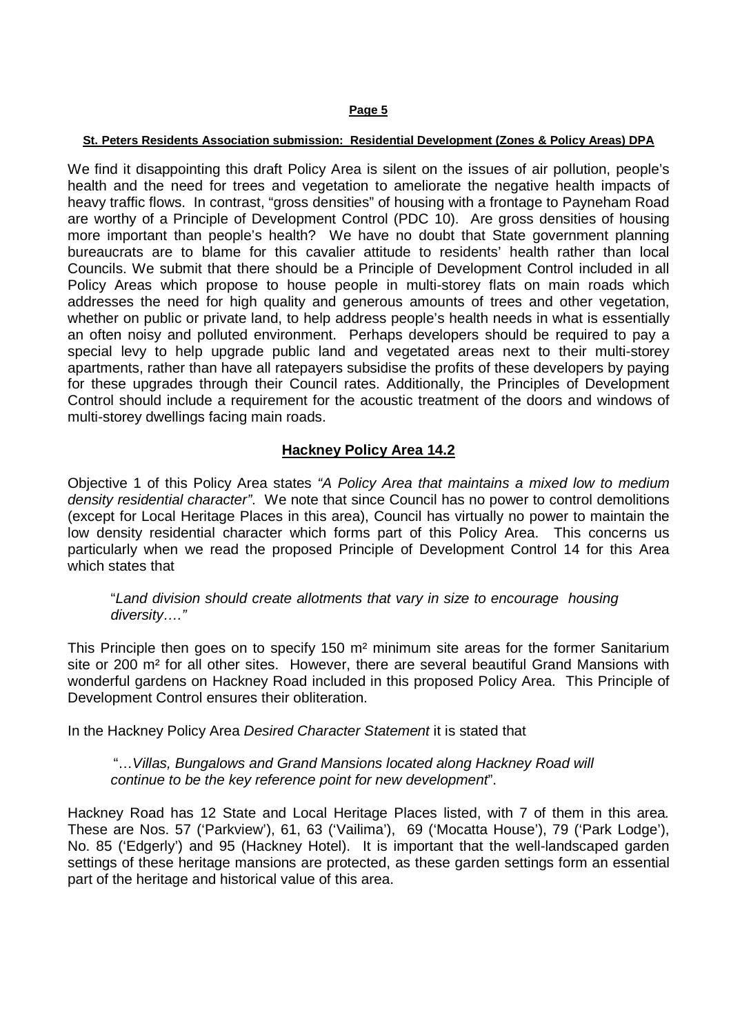We find it disappointing this draft Policy Area is silent on the issues of air pollution, people's health and the need for trees and vegetation to ameliorate the negative health impacts of heavy traffic flows. In contrast, "gross densities" of housing with a frontage to Payneham Road are worthy of a Principle of Development Control (PDC 10). Are gross densities of housing more important than people's health? We have no doubt that State government planning bureaucrats are to blame for this cavalier attitude to residents' health rather than local Councils. We submit that there should be a Principle of Development Control included in all Policy Areas which propose to house people in multi-storey flats on main roads which addresses the need for high quality and generous amounts of trees and other vegetation, whether on public or private land, to help address people's health needs in what is essentially an often noisy and polluted environment. Perhaps developers should be required to pay a special levy to help upgrade public land and vegetated areas next to their multi-storey apartments, rather than have all ratepayers subsidise the profits of these developers by paying for these upgrades through their Council rates. Additionally, the Principles of Development Control should include a requirement for the acoustic treatment of the doors and windows of multi-storey dwellings facing main roads.

## **Hackney Policy Area 14.2**

Objective 1 of this Policy Area states *"A Policy Area that maintains a mixed low to medium density residential character"*. We note that since Council has no power to control demolitions (except for Local Heritage Places in this area), Council has virtually no power to maintain the low density residential character which forms part of this Policy Area. This concerns us particularly when we read the proposed Principle of Development Control 14 for this Area which states that

> "*Land division should create allotments that vary in size to encourage housing diversity…."*

This Principle then goes on to specify 150 m² minimum site areas for the former Sanitarium site or 200 m² for all other sites. However, there are several beautiful Grand Mansions with wonderful gardens on Hackney Road included in this proposed Policy Area. This Principle of Development Control ensures their obliteration.

In the Hackney Policy Area *Desired Character Statement* it is stated that

> "…*Villas, Bungalows and Grand Mansions located along Hackney Road will continue to be the key reference point for new development*".

Hackney Road has 12 State and Local Heritage Places listed, with 7 of them in this area. These are Nos. 57 ('Parkview'), 61, 63 ('Vailima'), 69 ('Mocatta House'), 79 ('Park Lodge'), No. 85 ('Edgerly') and 95 (Hackney Hotel). It is important that the well-landscaped garden settings of these heritage mansions are protected, as these garden settings form an essential part of the heritage and historical value of this area.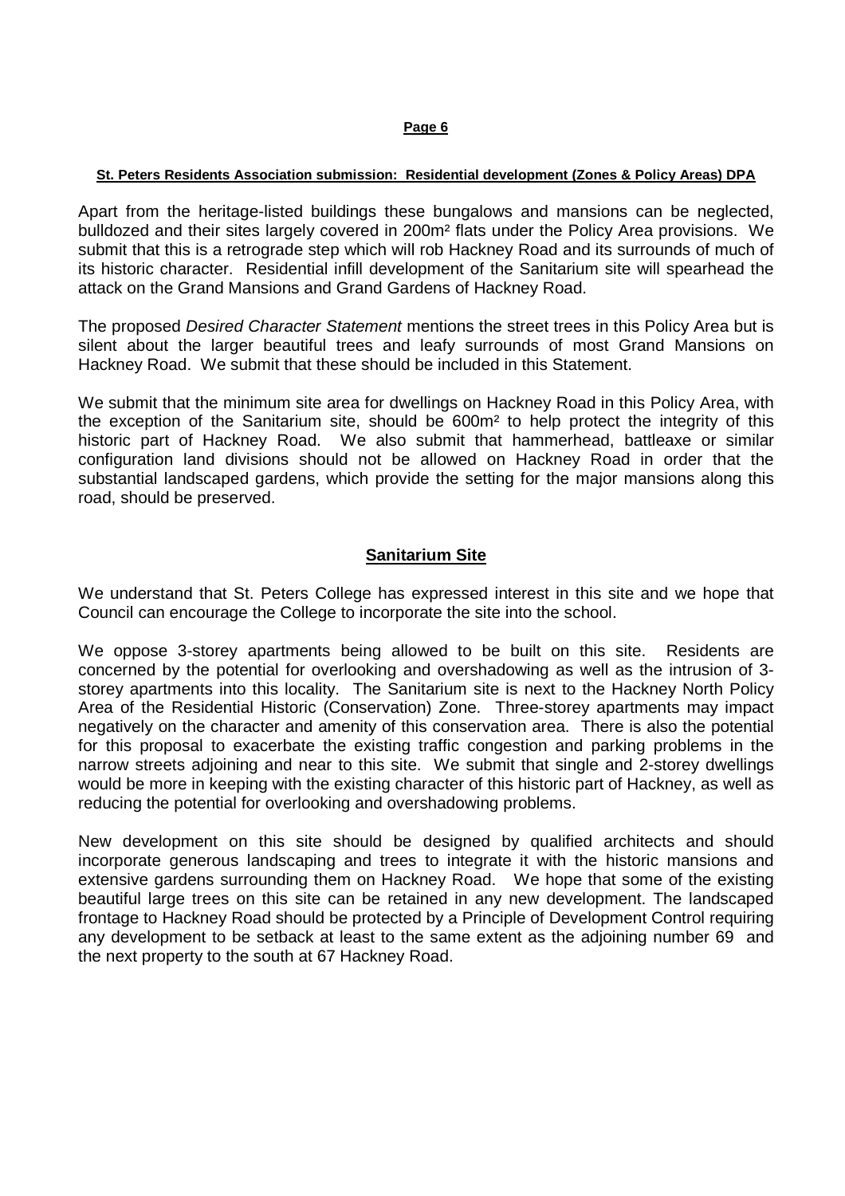**St. Peters Residents Association submission: Residential development (Zones & Policy Areas) DPA**

Apart from the heritage-listed buildings these bungalows and mansions can be neglected, bulldozed and their sites largely covered in 200m² flats under the Policy Area provisions. We submit that this is a retrograde step which will rob Hackney Road and its surrounds of much of its historic character. Residential infill development of the Sanitarium site will spearhead the attack on the Grand Mansions and Grand Gardens of Hackney Road.

The proposed *Desired Character Statement* mentions the street trees in this Policy Area but is silent about the larger beautiful trees and leafy surrounds of most Grand Mansions on Hackney Road. We submit that these should be included in this Statement.

We submit that the minimum site area for dwellings on Hackney Road in this Policy Area, with the exception of the Sanitarium site, should be 600m² to help protect the integrity of this historic part of Hackney Road. We also submit that hammerhead, battleaxe or similar configuration land divisions should not be allowed on Hackney Road in order that the substantial landscaped gardens, which provide the setting for the major mansions along this road, should be preserved.

## Sanitarium Site

We understand that St. Peters College has expressed interest in this site and we hope that Council can encourage the College to incorporate the site into the school.

We oppose 3-storey apartments being allowed to be built on this site. Residents are concerned by the potential for overlooking and overshadowing as well as the intrusion of 3-storey apartments into this locality. The Sanitarium site is next to the Hackney North Policy Area of the Residential Historic (Conservation) Zone. Three-storey apartments may impact negatively on the character and amenity of this conservation area. There is also the potential for this proposal to exacerbate the existing traffic congestion and parking problems in the narrow streets adjoining and near to this site. We submit that single and 2-storey dwellings would be more in keeping with the existing character of this historic part of Hackney, as well as reducing the potential for overlooking and overshadowing problems.

New development on this site should be designed by qualified architects and should incorporate generous landscaping and trees to integrate it with the historic mansions and extensive gardens surrounding them on Hackney Road. We hope that some of the existing beautiful large trees on this site can be retained in any new development. The landscaped frontage to Hackney Road should be protected by a Principle of Development Control requiring any development to be setback at least to the same extent as the adjoining number 69 and the next property to the south at 67 Hackney Road.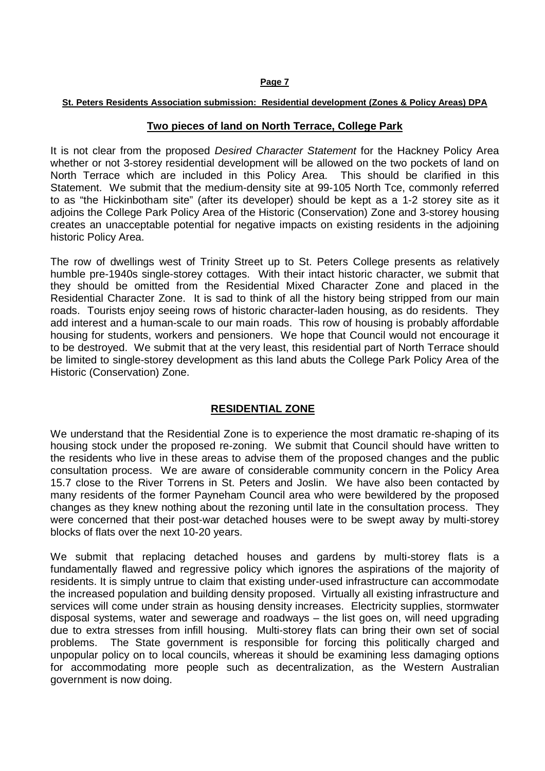## Two pieces of land on North Terrace, College Park

It is not clear from the proposed *Desired Character Statement* for the Hackney Policy Area whether or not 3-storey residential development will be allowed on the two pockets of land on North Terrace which are included in this Policy Area. This should be clarified in this Statement. We submit that the medium-density site at 99-105 North Tce, commonly referred to as "the Hickinbotham site" (after its developer) should be kept as a 1-2 storey site as it adjoins the College Park Policy Area of the Historic (Conservation) Zone and 3-storey housing creates an unacceptable potential for negative impacts on existing residents in the adjoining historic Policy Area.

The row of dwellings west of Trinity Street up to St. Peters College presents as relatively humble pre-1940s single-storey cottages. With their intact historic character, we submit that they should be omitted from the Residential Mixed Character Zone and placed in the Residential Character Zone. It is sad to think of all the history being stripped from our main roads. Tourists enjoy seeing rows of historic character-laden housing, as do residents. They add interest and a human-scale to our main roads. This row of housing is probably affordable housing for students, workers and pensioners. We hope that Council would not encourage it to be destroyed. We submit that at the very least, this residential part of North Terrace should be limited to single-storey development as this land abuts the College Park Policy Area of the Historic (Conservation) Zone.

## RESIDENTIAL ZONE

We understand that the Residential Zone is to experience the most dramatic re-shaping of its housing stock under the proposed re-zoning. We submit that Council should have written to the residents who live in these areas to advise them of the proposed changes and the public consultation process. We are aware of considerable community concern in the Policy Area 15.7 close to the River Torrens in St. Peters and Joslin. We have also been contacted by many residents of the former Payneham Council area who were bewildered by the proposed changes as they knew nothing about the rezoning until late in the consultation process. They were concerned that their post-war detached houses were to be swept away by multi-storey blocks of flats over the next 10-20 years.

We submit that replacing detached houses and gardens by multi-storey flats is a fundamentally flawed and regressive policy which ignores the aspirations of the majority of residents. It is simply untrue to claim that existing under-used infrastructure can accommodate the increased population and building density proposed. Virtually all existing infrastructure and services will come under strain as housing density increases. Electricity supplies, stormwater disposal systems, water and sewerage and roadways – the list goes on, will need upgrading due to extra stresses from infill housing. Multi-storey flats can bring their own set of social problems. The State government is responsible for forcing this politically charged and unpopular policy on to local councils, whereas it should be examining less damaging options for accommodating more people such as decentralization, as the Western Australian government is now doing.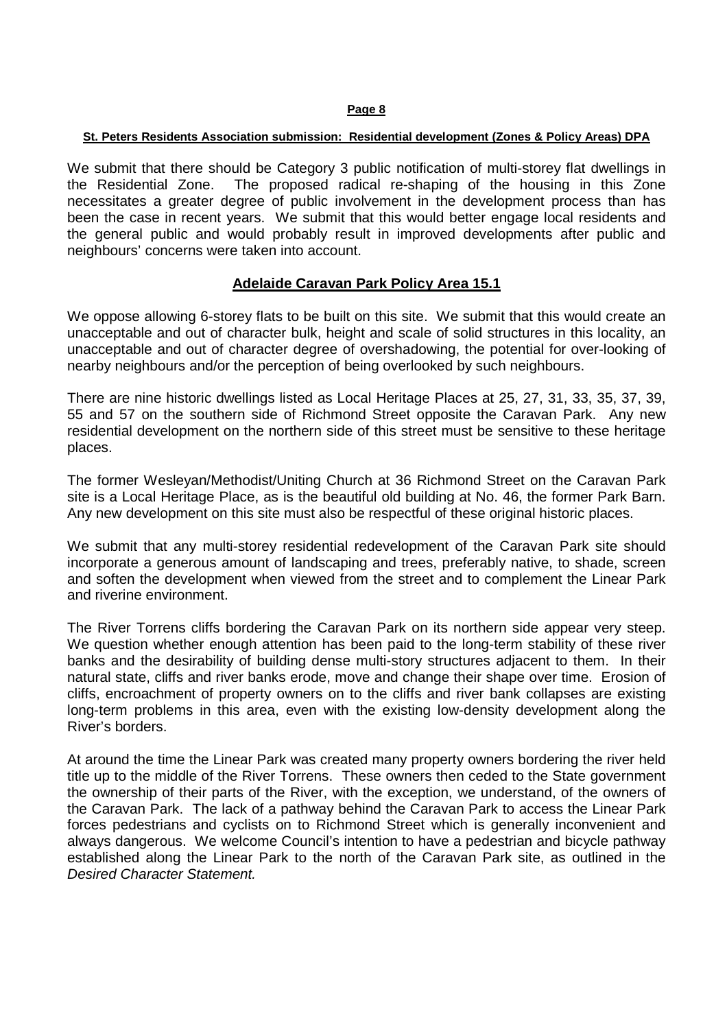We submit that there should be Category 3 public notification of multi-storey flat dwellings in the Residential Zone. The proposed radical re-shaping of the housing in this Zone necessitates a greater degree of public involvement in the development process than has been the case in recent years. We submit that this would better engage local residents and the general public and would probably result in improved developments after public and neighbours' concerns were taken into account.

## Adelaide Caravan Park Policy Area 15.1

We oppose allowing 6-storey flats to be built on this site. We submit that this would create an unacceptable and out of character bulk, height and scale of solid structures in this locality, an unacceptable and out of character degree of overshadowing, the potential for over-looking of nearby neighbours and/or the perception of being overlooked by such neighbours.

There are nine historic dwellings listed as Local Heritage Places at 25, 27, 31, 33, 35, 37, 39, 55 and 57 on the southern side of Richmond Street opposite the Caravan Park. Any new residential development on the northern side of this street must be sensitive to these heritage places.

The former Wesleyan/Methodist/Uniting Church at 36 Richmond Street on the Caravan Park site is a Local Heritage Place, as is the beautiful old building at No. 46, the former Park Barn. Any new development on this site must also be respectful of these original historic places.

We submit that any multi-storey residential redevelopment of the Caravan Park site should incorporate a generous amount of landscaping and trees, preferably native, to shade, screen and soften the development when viewed from the street and to complement the Linear Park and riverine environment.

The River Torrens cliffs bordering the Caravan Park on its northern side appear very steep. We question whether enough attention has been paid to the long-term stability of these river banks and the desirability of building dense multi-story structures adjacent to them. In their natural state, cliffs and river banks erode, move and change their shape over time. Erosion of cliffs, encroachment of property owners on to the cliffs and river bank collapses are existing long-term problems in this area, even with the existing low-density development along the River's borders.

At around the time the Linear Park was created many property owners bordering the river held title up to the middle of the River Torrens. These owners then ceded to the State government the ownership of their parts of the River, with the exception, we understand, of the owners of the Caravan Park. The lack of a pathway behind the Caravan Park to access the Linear Park forces pedestrians and cyclists on to Richmond Street which is generally inconvenient and always dangerous. We welcome Council's intention to have a pedestrian and bicycle pathway established along the Linear Park to the north of the Caravan Park site, as outlined in the *Desired Character Statement.*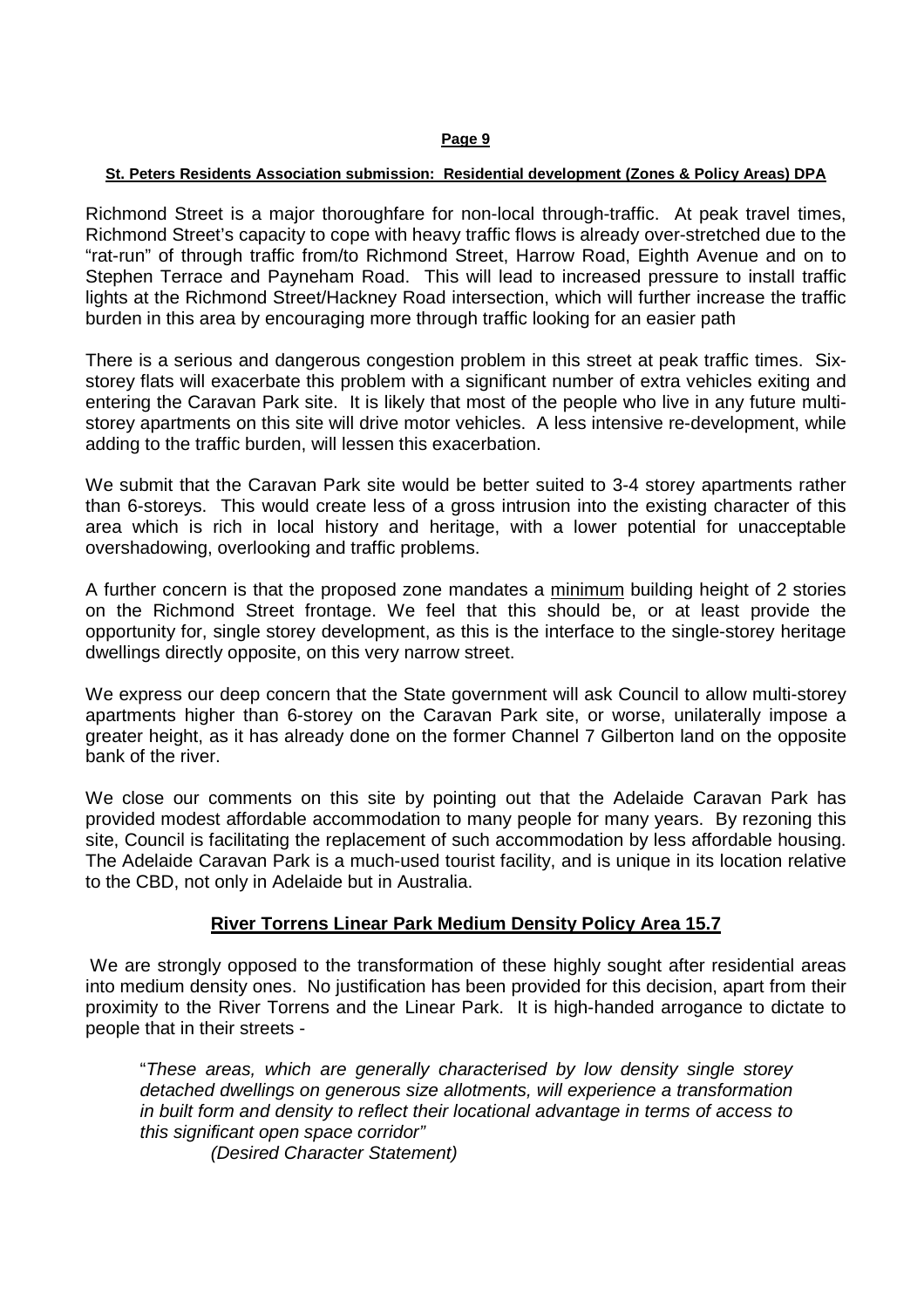Richmond Street is a major thoroughfare for non-local through-traffic. At peak travel times, Richmond Street's capacity to cope with heavy traffic flows is already over-stretched due to the "rat-run" of through traffic from/to Richmond Street, Harrow Road, Eighth Avenue and on to Stephen Terrace and Payneham Road. This will lead to increased pressure to install traffic lights at the Richmond Street/Hackney Road intersection, which will further increase the traffic burden in this area by encouraging more through traffic looking for an easier path

There is a serious and dangerous congestion problem in this street at peak traffic times. Six-storey flats will exacerbate this problem with a significant number of extra vehicles exiting and entering the Caravan Park site. It is likely that most of the people who live in any future multi-storey apartments on this site will drive motor vehicles. A less intensive re-development, while adding to the traffic burden, will lessen this exacerbation.

We submit that the Caravan Park site would be better suited to 3-4 storey apartments rather than 6-storeys. This would create less of a gross intrusion into the existing character of this area which is rich in local history and heritage, with a lower potential for unacceptable overshadowing, overlooking and traffic problems.

A further concern is that the proposed zone mandates a minimum building height of 2 stories on the Richmond Street frontage. We feel that this should be, or at least provide the opportunity for, single storey development, as this is the interface to the single-storey heritage dwellings directly opposite, on this very narrow street.

We express our deep concern that the State government will ask Council to allow multi-storey apartments higher than 6-storey on the Caravan Park site, or worse, unilaterally impose a greater height, as it has already done on the former Channel 7 Gilberton land on the opposite bank of the river.

We close our comments on this site by pointing out that the Adelaide Caravan Park has provided modest affordable accommodation to many people for many years. By rezoning this site, Council is facilitating the replacement of such accommodation by less affordable housing. The Adelaide Caravan Park is a much-used tourist facility, and is unique in its location relative to the CBD, not only in Adelaide but in Australia.

## River Torrens Linear Park Medium Density Policy Area 15.7

We are strongly opposed to the transformation of these highly sought after residential areas into medium density ones. No justification has been provided for this decision, apart from their proximity to the River Torrens and the Linear Park. It is high-handed arrogance to dictate to people that in their streets -

> "*These areas, which are generally characterised by low density single storey detached dwellings on generous size allotments, will experience a transformation in built form and density to reflect their locational advantage in terms of access to this significant open space corridor"*
>
> *(Desired Character Statement)*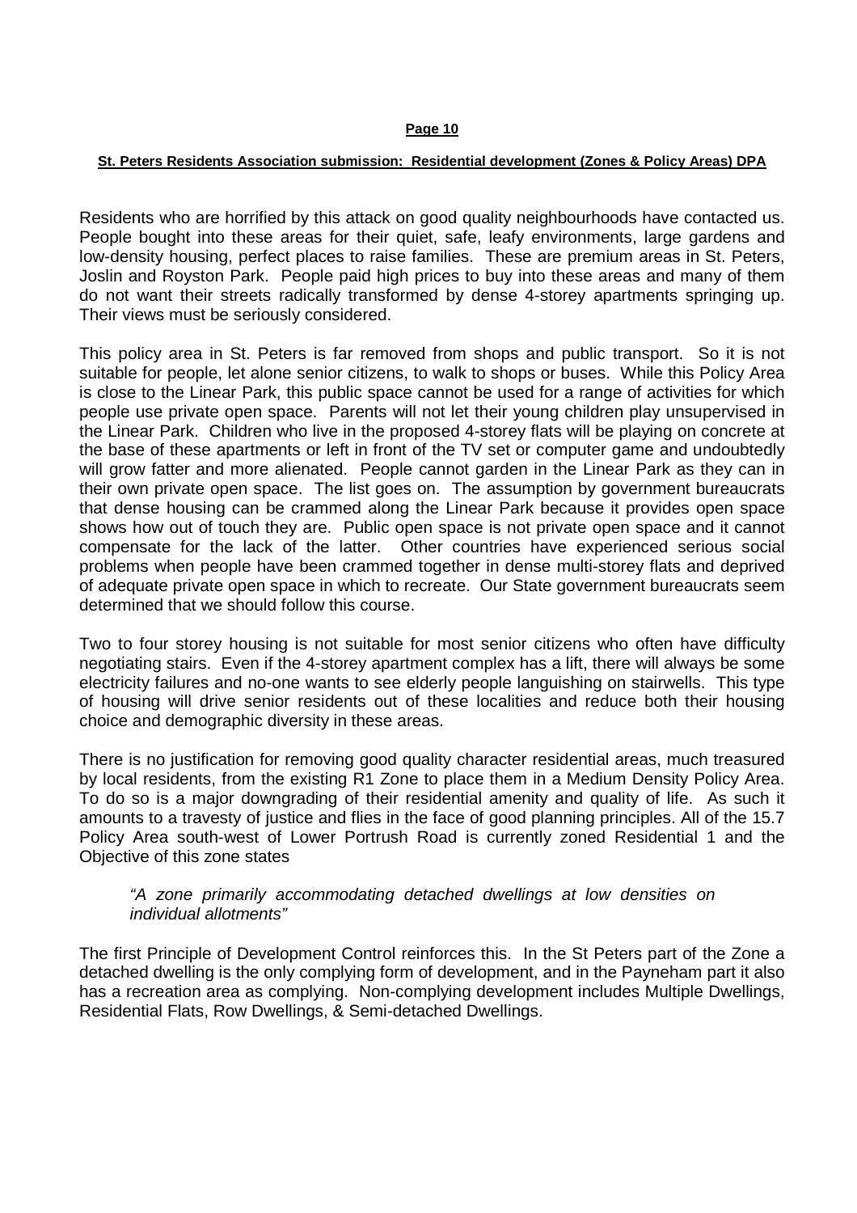Residents who are horrified by this attack on good quality neighbourhoods have contacted us. People bought into these areas for their quiet, safe, leafy environments, large gardens and low-density housing, perfect places to raise families. These are premium areas in St. Peters, Joslin and Royston Park. People paid high prices to buy into these areas and many of them do not want their streets radically transformed by dense 4-storey apartments springing up. Their views must be seriously considered.

This policy area in St. Peters is far removed from shops and public transport. So it is not suitable for people, let alone senior citizens, to walk to shops or buses. While this Policy Area is close to the Linear Park, this public space cannot be used for a range of activities for which people use private open space. Parents will not let their young children play unsupervised in the Linear Park. Children who live in the proposed 4-storey flats will be playing on concrete at the base of these apartments or left in front of the TV set or computer game and undoubtedly will grow fatter and more alienated. People cannot garden in the Linear Park as they can in their own private open space. The list goes on. The assumption by government bureaucrats that dense housing can be crammed along the Linear Park because it provides open space shows how out of touch they are. Public open space is not private open space and it cannot compensate for the lack of the latter. Other countries have experienced serious social problems when people have been crammed together in dense multi-storey flats and deprived of adequate private open space in which to recreate. Our State government bureaucrats seem determined that we should follow this course.

Two to four storey housing is not suitable for most senior citizens who often have difficulty negotiating stairs. Even if the 4-storey apartment complex has a lift, there will always be some electricity failures and no-one wants to see elderly people languishing on stairwells. This type of housing will drive senior residents out of these localities and reduce both their housing choice and demographic diversity in these areas.

There is no justification for removing good quality character residential areas, much treasured by local residents, from the existing R1 Zone to place them in a Medium Density Policy Area. To do so is a major downgrading of their residential amenity and quality of life. As such it amounts to a travesty of justice and flies in the face of good planning principles. All of the 15.7 Policy Area south-west of Lower Portrush Road is currently zoned Residential 1 and the Objective of this zone states

> *"A zone primarily accommodating detached dwellings at low densities on individual allotments"*

The first Principle of Development Control reinforces this. In the St Peters part of the Zone a detached dwelling is the only complying form of development, and in the Payneham part it also has a recreation area as complying. Non-complying development includes Multiple Dwellings, Residential Flats, Row Dwellings, & Semi-detached Dwellings.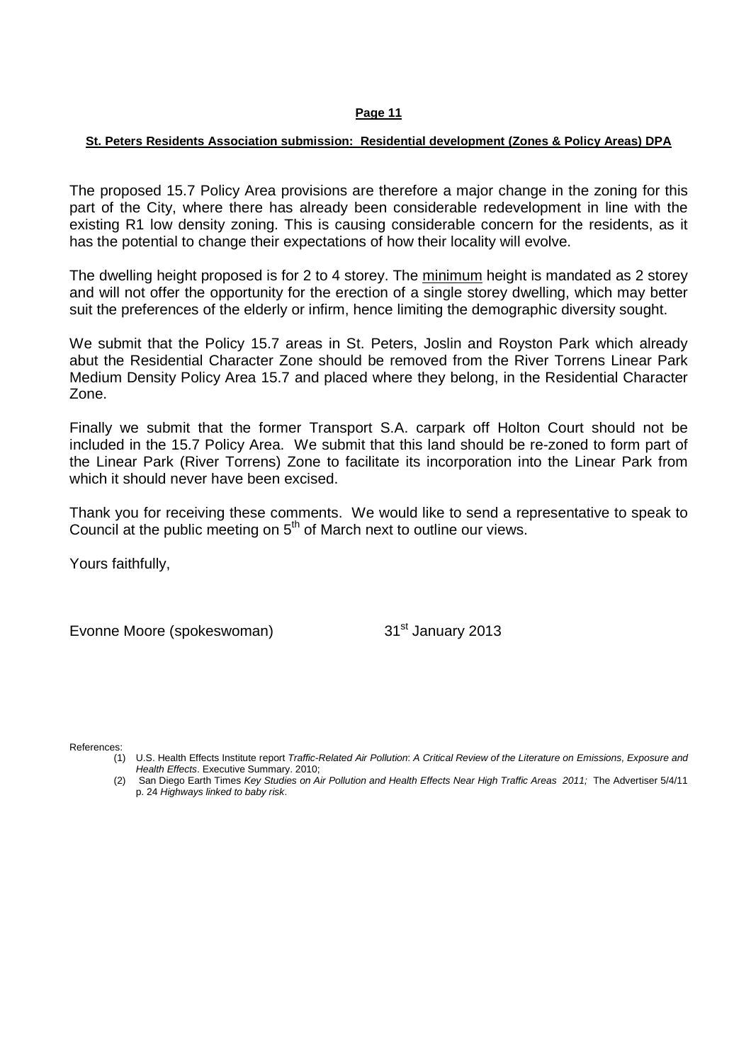**St. Peters Residents Association submission: Residential development (Zones & Policy Areas) DPA**

The proposed 15.7 Policy Area provisions are therefore a major change in the zoning for this part of the City, where there has already been considerable redevelopment in line with the existing R1 low density zoning. This is causing considerable concern for the residents, as it has the potential to change their expectations of how their locality will evolve.

The dwelling height proposed is for 2 to 4 storey. The minimum height is mandated as 2 storey and will not offer the opportunity for the erection of a single storey dwelling, which may better suit the preferences of the elderly or infirm, hence limiting the demographic diversity sought.

We submit that the Policy 15.7 areas in St. Peters, Joslin and Royston Park which already abut the Residential Character Zone should be removed from the River Torrens Linear Park Medium Density Policy Area 15.7 and placed where they belong, in the Residential Character Zone.

Finally we submit that the former Transport S.A. carpark off Holton Court should not be included in the 15.7 Policy Area. We submit that this land should be re-zoned to form part of the Linear Park (River Torrens) Zone to facilitate its incorporation into the Linear Park from which it should never have been excised.

Thank you for receiving these comments. We would like to send a representative to speak to Council at the public meeting on 5th of March next to outline our views.

Yours faithfully,

Evonne Moore (spokeswoman) 31st January 2013

References:

(1) U.S. Health Effects Institute report *Traffic-Related Air Pollution*: *A Critical Review of the Literature on Emissions, Exposure and Health Effects*. Executive Summary. 2010;

(2) San Diego Earth Times *Key Studies on Air Pollution and Health Effects Near High Traffic Areas 2011;* The Advertiser 5/4/11 p. 24 *Highways linked to baby risk*.